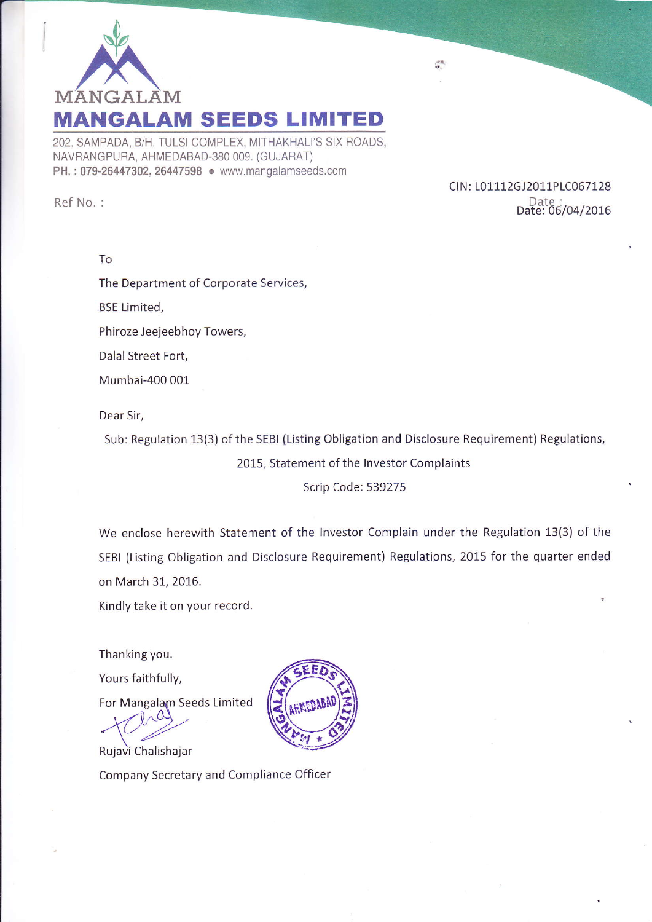MANGALAM

# MANGALAM SEEDS LIMITED

202, SAMPADA, B/H. TULSI COMPLEX, MITHAKHALI'S SIX ROADS, NAVRANGPURA, AHMEDABAD-380 009. (GUJARAT)
**PH. : 079-26447302, 26447598** • www.mangalamseeds.com

CIN: L01112GJ2011PLC067128

Ref No. :

Date: 06/04/2016

To

The Department of Corporate Services,

BSE Limited,

Phiroze Jeejeebhoy Towers,

Dalal Street Fort,

Mumbai-400 001

Dear Sir,

Sub: Regulation 13(3) of the SEBI (Listing Obligation and Disclosure Requirement) Regulations, 2015, Statement of the Investor Complaints

Scrip Code: 539275

We enclose herewith Statement of the Investor Complain under the Regulation 13(3) of the SEBI (Listing Obligation and Disclosure Requirement) Regulations, 2015 for the quarter ended on March 31, 2016.

Kindly take it on your record.

Thanking you.

Yours faithfully,

For Mangalam Seeds Limited

Rujavi Chalishajar

Company Secretary and Compliance Officer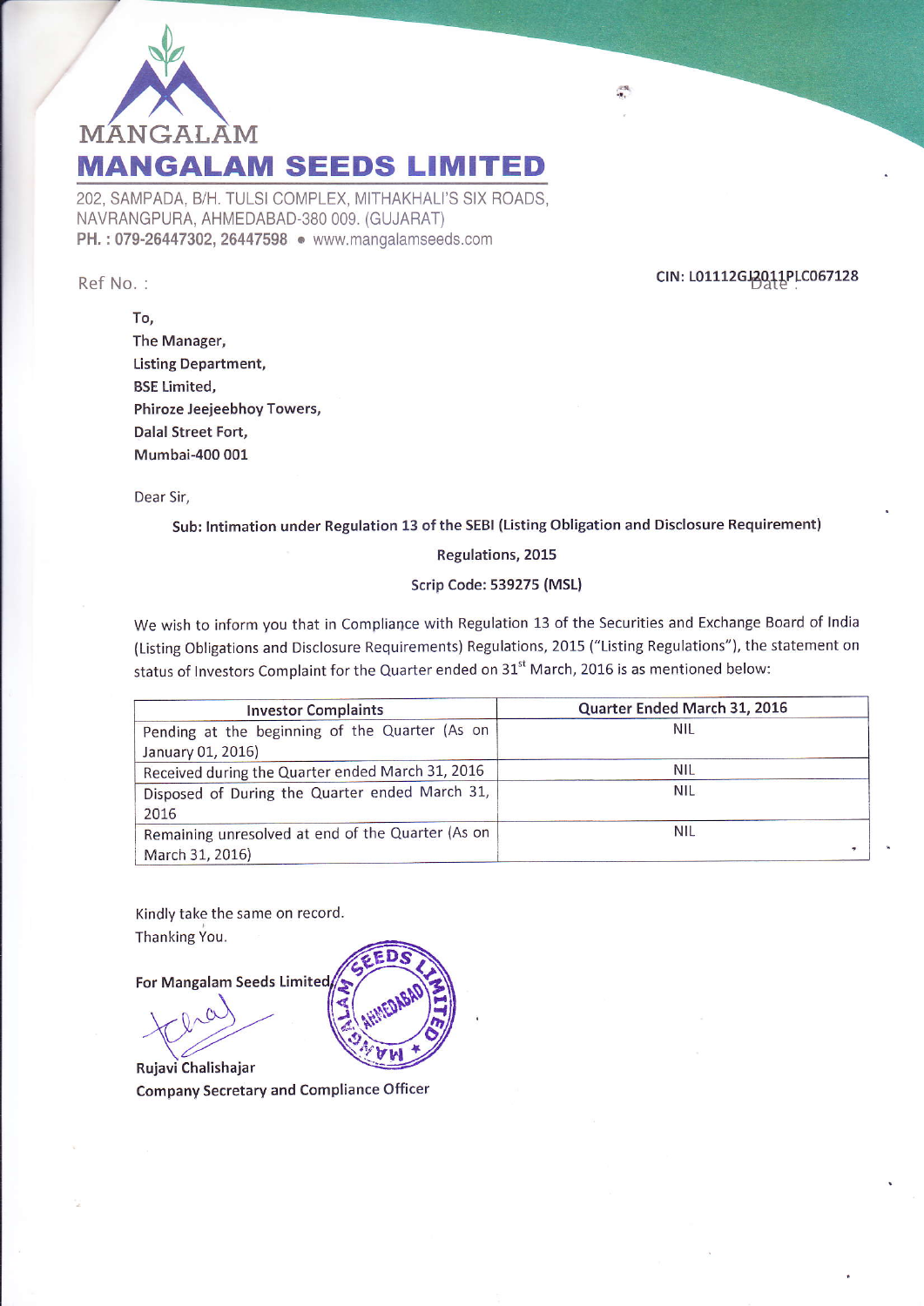MANGALAM

# MANGALAM SEEDS LIMITED

202, SAMPADA, B/H. TULSI COMPLEX, MITHAKHALI'S SIX ROADS,
NAVRANGPURA, AHMEDABAD-380 009. (GUJARAT)
**PH. : 079-26447302, 26447598** • www.mangalamseeds.com

Ref No. :

**CIN: L01112GJ2011PLC067128**
Date :

**To,**
**The Manager,**
**Listing Department,**
**BSE Limited,**
**Phiroze Jeejeebhoy Towers,**
**Dalal Street Fort,**
**Mumbai-400 001**

Dear Sir,

**Sub: Intimation under Regulation 13 of the SEBI (Listing Obligation and Disclosure Requirement) Regulations, 2015**

**Scrip Code: 539275 (MSL)**

We wish to inform you that in Compliance with Regulation 13 of the Securities and Exchange Board of India (Listing Obligations and Disclosure Requirements) Regulations, 2015 ("Listing Regulations"), the statement on status of Investors Complaint for the Quarter ended on 31st March, 2016 is as mentioned below:

| Investor Complaints | Quarter Ended March 31, 2016 |
|---|---|
| Pending at the beginning of the Quarter (As on January 01, 2016) | NIL |
| Received during the Quarter ended March 31, 2016 | NIL |
| Disposed of During the Quarter ended March 31, 2016 | NIL |
| Remaining unresolved at end of the Quarter (As on March 31, 2016) | NIL |

Kindly take the same on record.
Thanking You.

**For Mangalam Seeds Limited**

**Rujavi Chalishajar**
**Company Secretary and Compliance Officer**